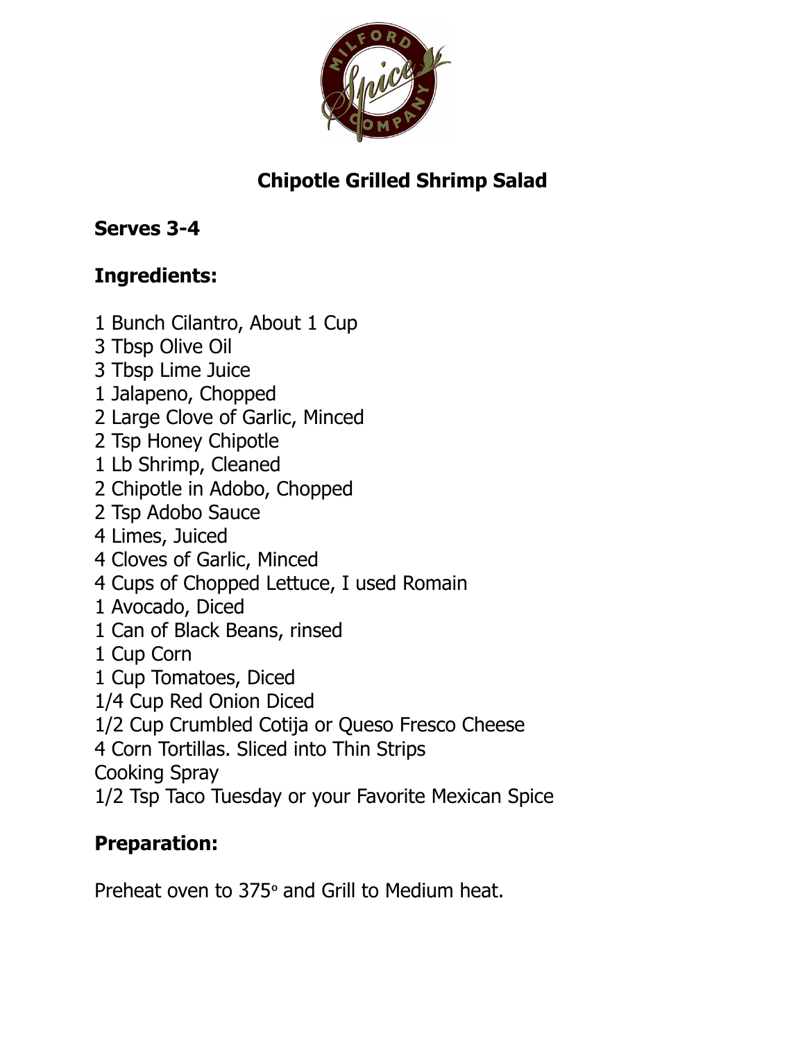# Chipotle Grilled Shrimp Salad

## Serves 3-4

## Ingredients:

1 Bunch Cilantro, About 1 Cup
3 Tbsp Olive Oil
3 Tbsp Lime Juice
1 Jalapeno, Chopped
2 Large Clove of Garlic, Minced
2 Tsp Honey Chipotle
1 Lb Shrimp, Cleaned
2 Chipotle in Adobo, Chopped
2 Tsp Adobo Sauce
4 Limes, Juiced
4 Cloves of Garlic, Minced
4 Cups of Chopped Lettuce, I used Romain
1 Avocado, Diced
1 Can of Black Beans, rinsed
1 Cup Corn
1 Cup Tomatoes, Diced
1/4 Cup Red Onion Diced
1/2 Cup Crumbled Cotija or Queso Fresco Cheese
4 Corn Tortillas. Sliced into Thin Strips
Cooking Spray
1/2 Tsp Taco Tuesday or your Favorite Mexican Spice

## Preparation:

Preheat oven to 375° and Grill to Medium heat.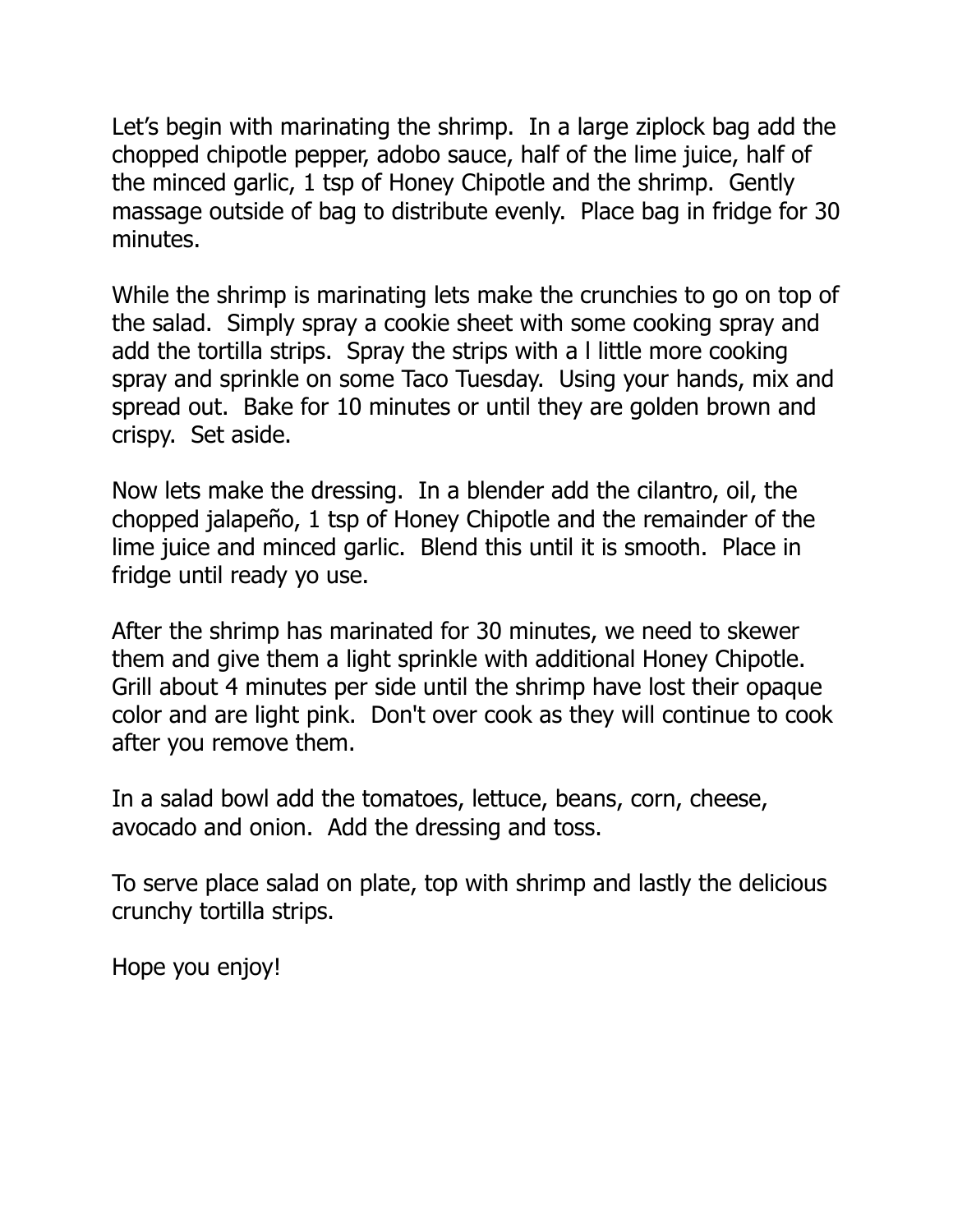Let’s begin with marinating the shrimp. In a large ziplock bag add the chopped chipotle pepper, adobo sauce, half of the lime juice, half of the minced garlic, 1 tsp of Honey Chipotle and the shrimp. Gently massage outside of bag to distribute evenly. Place bag in fridge for 30 minutes.

While the shrimp is marinating lets make the crunchies to go on top of the salad. Simply spray a cookie sheet with some cooking spray and add the tortilla strips. Spray the strips with a l little more cooking spray and sprinkle on some Taco Tuesday. Using your hands, mix and spread out. Bake for 10 minutes or until they are golden brown and crispy. Set aside.

Now lets make the dressing. In a blender add the cilantro, oil, the chopped jalapeño, 1 tsp of Honey Chipotle and the remainder of the lime juice and minced garlic. Blend this until it is smooth. Place in fridge until ready yo use.

After the shrimp has marinated for 30 minutes, we need to skewer them and give them a light sprinkle with additional Honey Chipotle. Grill about 4 minutes per side until the shrimp have lost their opaque color and are light pink. Don't over cook as they will continue to cook after you remove them.

In a salad bowl add the tomatoes, lettuce, beans, corn, cheese, avocado and onion. Add the dressing and toss.

To serve place salad on plate, top with shrimp and lastly the delicious crunchy tortilla strips.

Hope you enjoy!